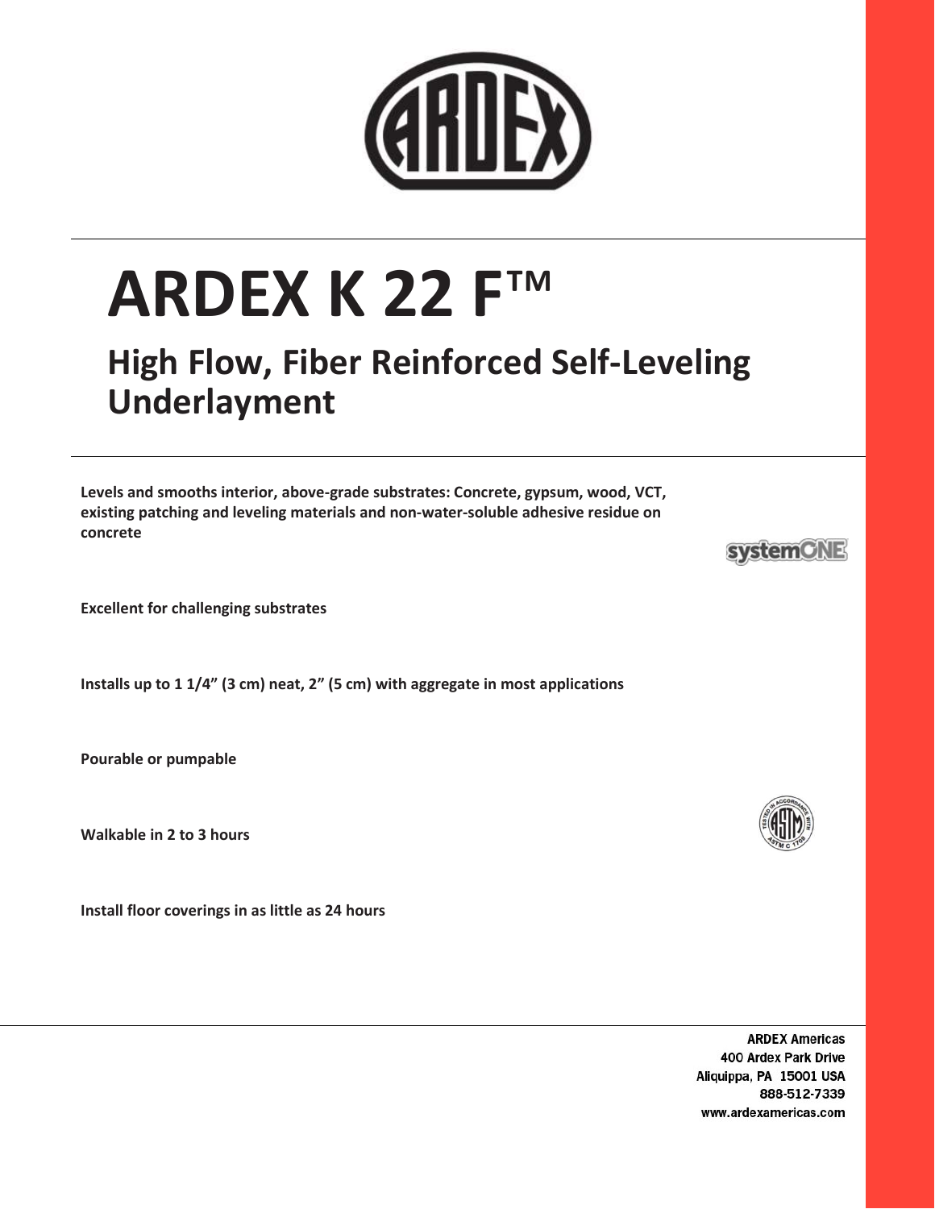# ARDEX K 22 F™

## High Flow, Fiber Reinforced Self-Leveling Underlayment

**Levels and smooths interior, above-grade substrates: Concrete, gypsum, wood, VCT, existing patching and leveling materials and non-water-soluble adhesive residue on concrete**

**Excellent for challenging substrates**

**Installs up to 1 1/4" (3 cm) neat, 2" (5 cm) with aggregate in most applications**

**Pourable or pumpable**

**Walkable in 2 to 3 hours**

**Install floor coverings in as little as 24 hours**

ARDEX Americas
400 Ardex Park Drive
Aliquippa, PA 15001 USA
888-512-7339
www.ardexamericas.com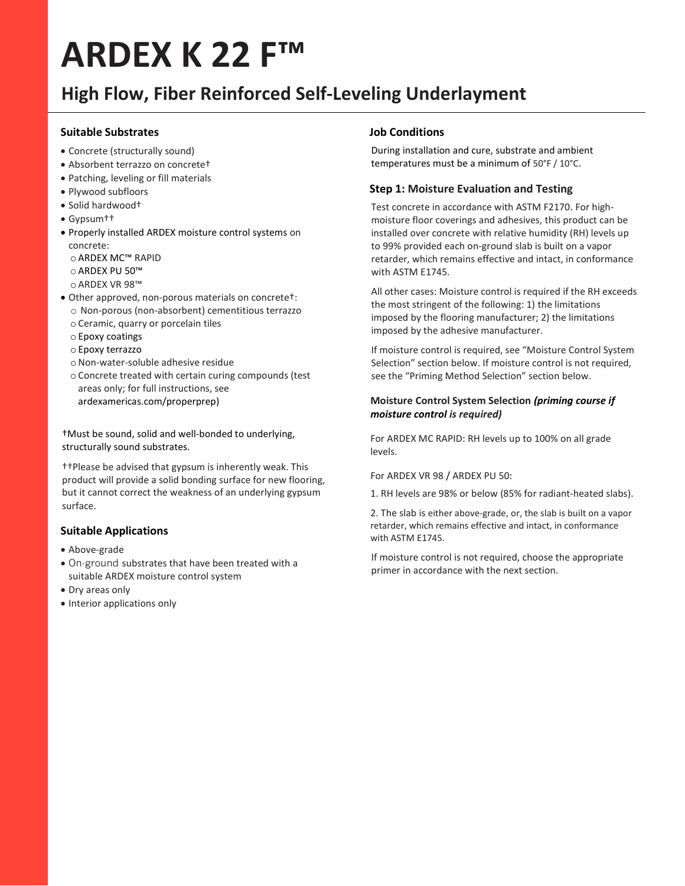# ARDEX K 22 F™

## High Flow, Fiber Reinforced Self-Leveling Underlayment

### Suitable Substrates

- Concrete (structurally sound)
- Absorbent terrazzo on concrete†
- Patching, leveling or fill materials
- Plywood subfloors
- Solid hardwood†
- Gypsum††
- Properly installed ARDEX moisture control systems on concrete:
  - ARDEX MC™ RAPID
  - ARDEX PU 50™
  - ARDEX VR 98™
- Other approved, non-porous materials on concrete†:
  - Non-porous (non-absorbent) cementitious terrazzo
  - Ceramic, quarry or porcelain tiles
  - Epoxy coatings
  - Epoxy terrazzo
  - Non-water-soluble adhesive residue
  - Concrete treated with certain curing compounds (test areas only; for full instructions, see ardexamericas.com/properprep)

†Must be sound, solid and well-bonded to underlying, structurally sound substrates.

††Please be advised that gypsum is inherently weak. This product will provide a solid bonding surface for new flooring, but it cannot correct the weakness of an underlying gypsum surface.

### Suitable Applications

- Above-grade
- On-ground substrates that have been treated with a suitable ARDEX moisture control system
- Dry areas only
- Interior applications only

### Job Conditions

During installation and cure, substrate and ambient temperatures must be a minimum of 50°F / 10°C.

### Step 1: Moisture Evaluation and Testing

Test concrete in accordance with ASTM F2170. For high-moisture floor coverings and adhesives, this product can be installed over concrete with relative humidity (RH) levels up to 99% provided each on-ground slab is built on a vapor retarder, which remains effective and intact, in conformance with ASTM E1745.

All other cases: Moisture control is required if the RH exceeds the most stringent of the following: 1) the limitations imposed by the flooring manufacturer; 2) the limitations imposed by the adhesive manufacturer.

If moisture control is required, see "Moisture Control System Selection" section below. If moisture control is not required, see the "Priming Method Selection" section below.

#### Moisture Control System Selection *(priming course if moisture control is required)*

For ARDEX MC RAPID: RH levels up to 100% on all grade levels.

For ARDEX VR 98 / ARDEX PU 50:

1. RH levels are 98% or below (85% for radiant-heated slabs).

2. The slab is either above-grade, or, the slab is built on a vapor retarder, which remains effective and intact, in conformance with ASTM E1745.

If moisture control is not required, choose the appropriate primer in accordance with the next section.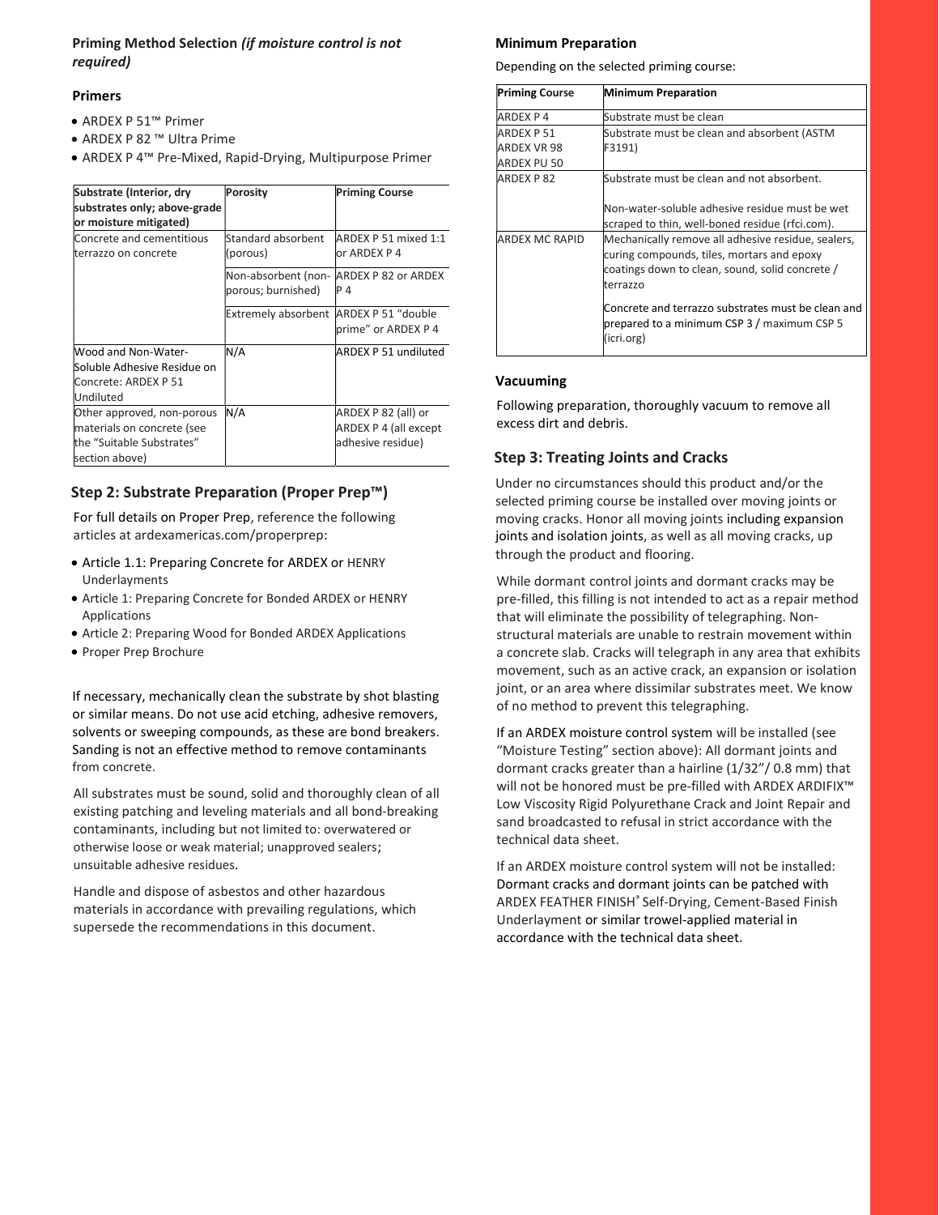### Priming Method Selection *(if moisture control is not required)*

### Primers

- ARDEX P 51™ Primer
- ARDEX P 82 ™ Ultra Prime
- ARDEX P 4™ Pre-Mixed, Rapid-Drying, Multipurpose Primer

| Substrate (Interior, dry substrates only; above-grade or moisture mitigated) | Porosity | Priming Course |
|---|---|---|
| Concrete and cementitious terrazzo on concrete | Standard absorbent (porous) | ARDEX P 51 mixed 1:1 or ARDEX P 4 |
| | Non-absorbent (non-porous; burnished) | ARDEX P 82 or ARDEX P 4 |
| | Extremely absorbent | ARDEX P 51 "double prime" or ARDEX P 4 |
| Wood and Non-Water-Soluble Adhesive Residue on Concrete: ARDEX P 51 Undiluted | N/A | ARDEX P 51 undiluted |
| Other approved, non-porous materials on concrete (see the "Suitable Substrates" section above) | N/A | ARDEX P 82 (all) or ARDEX P 4 (all except adhesive residue) |

## Step 2: Substrate Preparation (Proper Prep™)

For full details on Proper Prep, reference the following articles at ardexamericas.com/properprep:

- Article 1.1: Preparing Concrete for ARDEX or HENRY Underlayments
- Article 1: Preparing Concrete for Bonded ARDEX or HENRY Applications
- Article 2: Preparing Wood for Bonded ARDEX Applications
- Proper Prep Brochure

If necessary, mechanically clean the substrate by shot blasting or similar means. Do not use acid etching, adhesive removers, solvents or sweeping compounds, as these are bond breakers. Sanding is not an effective method to remove contaminants from concrete.

All substrates must be sound, solid and thoroughly clean of all existing patching and leveling materials and all bond-breaking contaminants, including but not limited to: overwatered or otherwise loose or weak material; unapproved sealers; unsuitable adhesive residues.

Handle and dispose of asbestos and other hazardous materials in accordance with prevailing regulations, which supersede the recommendations in this document.

### Minimum Preparation

Depending on the selected priming course:

| Priming Course | Minimum Preparation |
|---|---|
| ARDEX P 4 | Substrate must be clean |
| ARDEX P 51<br>ARDEX VR 98<br>ARDEX PU 50 | Substrate must be clean and absorbent (ASTM F3191) |
| ARDEX P 82 | Substrate must be clean and not absorbent.<br><br>Non-water-soluble adhesive residue must be wet scraped to thin, well-boned residue (rfci.com). |
| ARDEX MC RAPID | Mechanically remove all adhesive residue, sealers, curing compounds, tiles, mortars and epoxy coatings down to clean, sound, solid concrete / terrazzo<br><br>Concrete and terrazzo substrates must be clean and prepared to a minimum CSP 3 / maximum CSP 5 (icri.org) |

### Vacuuming

Following preparation, thoroughly vacuum to remove all excess dirt and debris.

## Step 3: Treating Joints and Cracks

Under no circumstances should this product and/or the selected priming course be installed over moving joints or moving cracks. Honor all moving joints including expansion joints and isolation joints, as well as all moving cracks, up through the product and flooring.

While dormant control joints and dormant cracks may be pre-filled, this filling is not intended to act as a repair method that will eliminate the possibility of telegraphing. Non-structural materials are unable to restrain movement within a concrete slab. Cracks will telegraph in any area that exhibits movement, such as an active crack, an expansion or isolation joint, or an area where dissimilar substrates meet. We know of no method to prevent this telegraphing.

If an ARDEX moisture control system will be installed (see "Moisture Testing" section above): All dormant joints and dormant cracks greater than a hairline (1/32"/ 0.8 mm) that will not be honored must be pre-filled with ARDEX ARDIFIX™ Low Viscosity Rigid Polyurethane Crack and Joint Repair and sand broadcasted to refusal in strict accordance with the technical data sheet.

If an ARDEX moisture control system will not be installed: Dormant cracks and dormant joints can be patched with ARDEX FEATHER FINISH® Self-Drying, Cement-Based Finish Underlayment or similar trowel-applied material in accordance with the technical data sheet.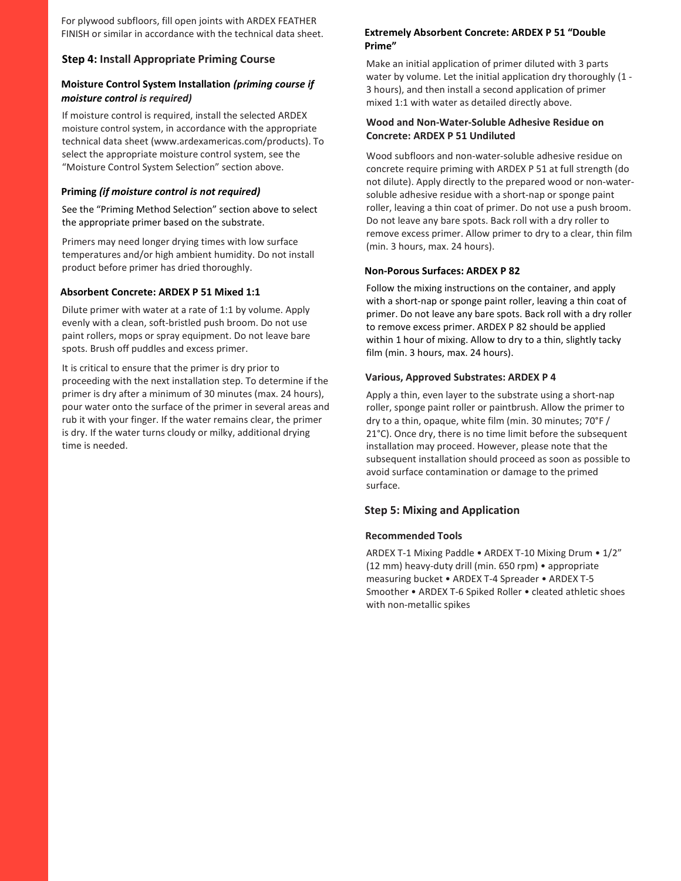For plywood subfloors, fill open joints with ARDEX FEATHER FINISH or similar in accordance with the technical data sheet.

## Step 4: Install Appropriate Priming Course

### Moisture Control System Installation *(priming course if moisture control is required)*

If moisture control is required, install the selected ARDEX moisture control system, in accordance with the appropriate technical data sheet (www.ardexamericas.com/products). To select the appropriate moisture control system, see the "Moisture Control System Selection" section above.

### Priming *(if moisture control is not required)*

See the "Priming Method Selection" section above to select the appropriate primer based on the substrate.

Primers may need longer drying times with low surface temperatures and/or high ambient humidity. Do not install product before primer has dried thoroughly.

### Absorbent Concrete: ARDEX P 51 Mixed 1:1

Dilute primer with water at a rate of 1:1 by volume. Apply evenly with a clean, soft-bristled push broom. Do not use paint rollers, mops or spray equipment. Do not leave bare spots. Brush off puddles and excess primer.

It is critical to ensure that the primer is dry prior to proceeding with the next installation step. To determine if the primer is dry after a minimum of 30 minutes (max. 24 hours), pour water onto the surface of the primer in several areas and rub it with your finger. If the water remains clear, the primer is dry. If the water turns cloudy or milky, additional drying time is needed.

### Extremely Absorbent Concrete: ARDEX P 51 "Double Prime"

Make an initial application of primer diluted with 3 parts water by volume. Let the initial application dry thoroughly (1 - 3 hours), and then install a second application of primer mixed 1:1 with water as detailed directly above.

### Wood and Non-Water-Soluble Adhesive Residue on Concrete: ARDEX P 51 Undiluted

Wood subfloors and non-water-soluble adhesive residue on concrete require priming with ARDEX P 51 at full strength (do not dilute). Apply directly to the prepared wood or non-water-soluble adhesive residue with a short-nap or sponge paint roller, leaving a thin coat of primer. Do not use a push broom. Do not leave any bare spots. Back roll with a dry roller to remove excess primer. Allow primer to dry to a clear, thin film (min. 3 hours, max. 24 hours).

### Non-Porous Surfaces: ARDEX P 82

Follow the mixing instructions on the container, and apply with a short-nap or sponge paint roller, leaving a thin coat of primer. Do not leave any bare spots. Back roll with a dry roller to remove excess primer. ARDEX P 82 should be applied within 1 hour of mixing. Allow to dry to a thin, slightly tacky film (min. 3 hours, max. 24 hours).

### Various, Approved Substrates: ARDEX P 4

Apply a thin, even layer to the substrate using a short-nap roller, sponge paint roller or paintbrush. Allow the primer to dry to a thin, opaque, white film (min. 30 minutes; 70°F / 21°C). Once dry, there is no time limit before the subsequent installation may proceed. However, please note that the subsequent installation should proceed as soon as possible to avoid surface contamination or damage to the primed surface.

## Step 5: Mixing and Application

### Recommended Tools

ARDEX T-1 Mixing Paddle • ARDEX T-10 Mixing Drum • 1/2" (12 mm) heavy-duty drill (min. 650 rpm) • appropriate measuring bucket • ARDEX T-4 Spreader • ARDEX T-5 Smoother • ARDEX T-6 Spiked Roller • cleated athletic shoes with non-metallic spikes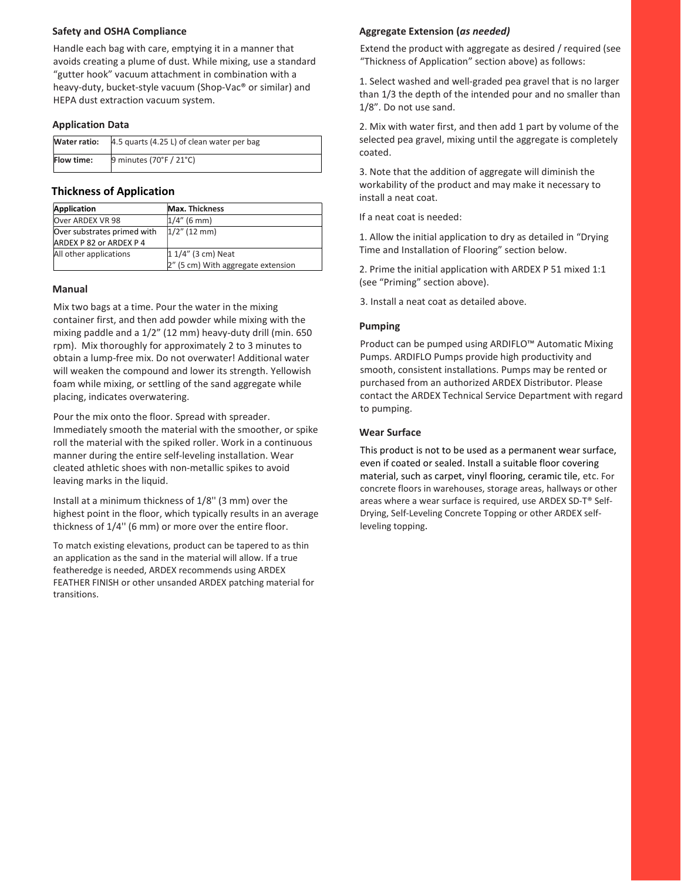### Safety and OSHA Compliance

Handle each bag with care, emptying it in a manner that avoids creating a plume of dust. While mixing, use a standard "gutter hook" vacuum attachment in combination with a heavy-duty, bucket-style vacuum (Shop-Vac® or similar) and HEPA dust extraction vacuum system.

### Application Data

| Water ratio: | 4.5 quarts (4.25 L) of clean water per bag |
|---|---|
| Flow time: | 9 minutes (70°F / 21°C) |

## Thickness of Application

| Application | Max. Thickness |
|---|---|
| Over ARDEX VR 98 | 1/4" (6 mm) |
| Over substrates primed with ARDEX P 82 or ARDEX P 4 | 1/2" (12 mm) |
| All other applications | 1 1/4" (3 cm) Neat<br>2" (5 cm) With aggregate extension |

### Manual

Mix two bags at a time. Pour the water in the mixing container first, and then add powder while mixing with the mixing paddle and a 1/2" (12 mm) heavy-duty drill (min. 650 rpm). Mix thoroughly for approximately 2 to 3 minutes to obtain a lump-free mix. Do not overwater! Additional water will weaken the compound and lower its strength. Yellowish foam while mixing, or settling of the sand aggregate while placing, indicates overwatering.

Pour the mix onto the floor. Spread with spreader. Immediately smooth the material with the smoother, or spike roll the material with the spiked roller. Work in a continuous manner during the entire self-leveling installation. Wear cleated athletic shoes with non-metallic spikes to avoid leaving marks in the liquid.

Install at a minimum thickness of 1/8'' (3 mm) over the highest point in the floor, which typically results in an average thickness of 1/4'' (6 mm) or more over the entire floor.

To match existing elevations, product can be tapered to as thin an application as the sand in the material will allow. If a true featheredge is needed, ARDEX recommends using ARDEX FEATHER FINISH or other unsanded ARDEX patching material for transitions.

### Aggregate Extension (*as needed)*

Extend the product with aggregate as desired / required (see "Thickness of Application" section above) as follows:

1. Select washed and well-graded pea gravel that is no larger than 1/3 the depth of the intended pour and no smaller than 1/8". Do not use sand.

2. Mix with water first, and then add 1 part by volume of the selected pea gravel, mixing until the aggregate is completely coated.

3. Note that the addition of aggregate will diminish the workability of the product and may make it necessary to install a neat coat.

If a neat coat is needed:

1. Allow the initial application to dry as detailed in "Drying Time and Installation of Flooring" section below.

2. Prime the initial application with ARDEX P 51 mixed 1:1 (see "Priming" section above).

3. Install a neat coat as detailed above.

### Pumping

Product can be pumped using ARDIFLO™ Automatic Mixing Pumps. ARDIFLO Pumps provide high productivity and smooth, consistent installations. Pumps may be rented or purchased from an authorized ARDEX Distributor. Please contact the ARDEX Technical Service Department with regard to pumping.

### Wear Surface

This product is not to be used as a permanent wear surface, even if coated or sealed. Install a suitable floor covering material, such as carpet, vinyl flooring, ceramic tile, etc. For concrete floors in warehouses, storage areas, hallways or other areas where a wear surface is required, use ARDEX SD-T® Self-Drying, Self-Leveling Concrete Topping or other ARDEX self-leveling topping.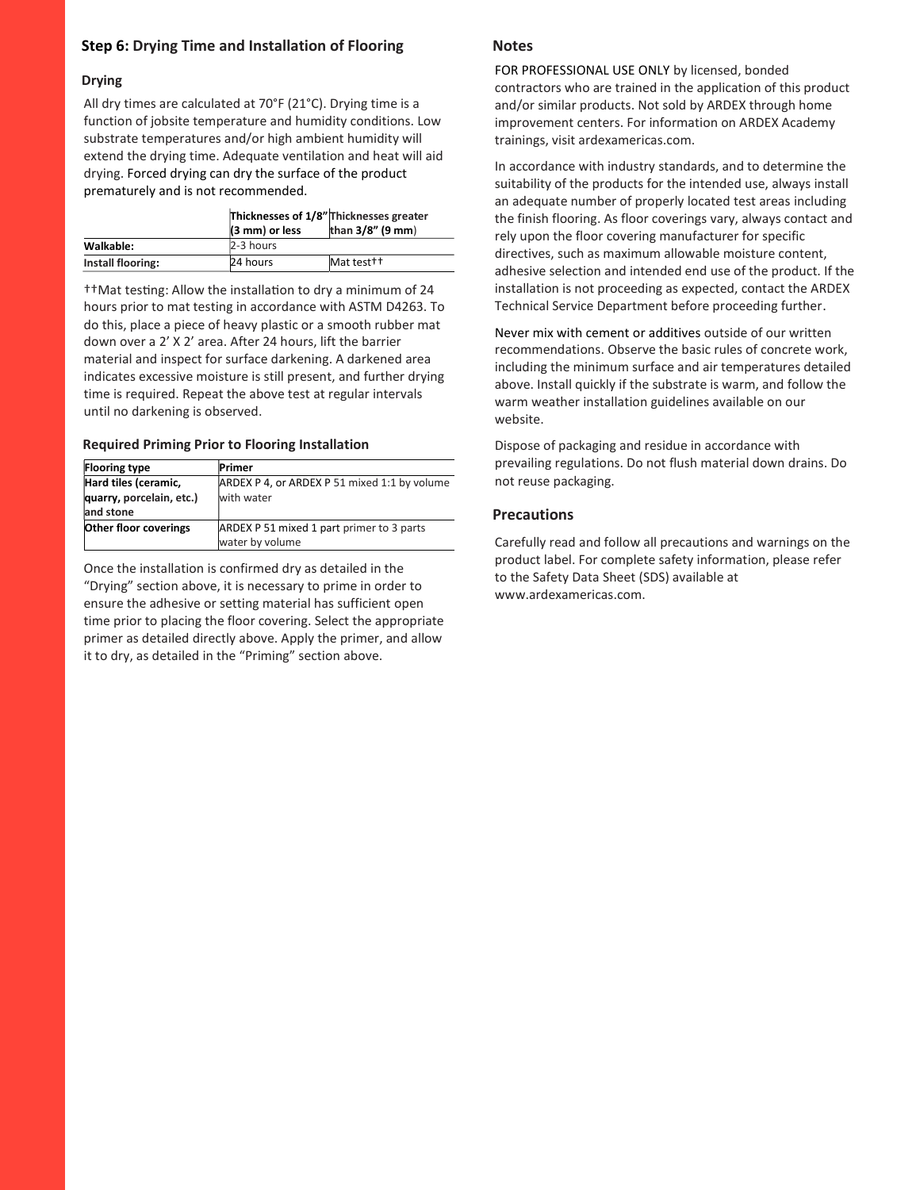## Step 6: Drying Time and Installation of Flooring

### Drying

All dry times are calculated at 70°F (21°C). Drying time is a function of jobsite temperature and humidity conditions. Low substrate temperatures and/or high ambient humidity will extend the drying time. Adequate ventilation and heat will aid drying. Forced drying can dry the surface of the product prematurely and is not recommended.

| | Thicknesses of 1/8" (3 mm) or less | Thicknesses greater than 3/8" (9 mm) |
|---|---|---|
| **Walkable:** | 2-3 hours | |
| **Install flooring:** | 24 hours | Mat test†† |

††Mat testing: Allow the installation to dry a minimum of 24 hours prior to mat testing in accordance with ASTM D4263. To do this, place a piece of heavy plastic or a smooth rubber mat down over a 2' X 2' area. After 24 hours, lift the barrier material and inspect for surface darkening. A darkened area indicates excessive moisture is still present, and further drying time is required. Repeat the above test at regular intervals until no darkening is observed.

### Required Priming Prior to Flooring Installation

| Flooring type | Primer |
|---|---|
| **Hard tiles (ceramic, quarry, porcelain, etc.) and stone** | ARDEX P 4, or ARDEX P 51 mixed 1:1 by volume with water |
| **Other floor coverings** | ARDEX P 51 mixed 1 part primer to 3 parts water by volume |

Once the installation is confirmed dry as detailed in the "Drying" section above, it is necessary to prime in order to ensure the adhesive or setting material has sufficient open time prior to placing the floor covering. Select the appropriate primer as detailed directly above. Apply the primer, and allow it to dry, as detailed in the "Priming" section above.

## Notes

FOR PROFESSIONAL USE ONLY by licensed, bonded contractors who are trained in the application of this product and/or similar products. Not sold by ARDEX through home improvement centers. For information on ARDEX Academy trainings, visit ardexamericas.com.

In accordance with industry standards, and to determine the suitability of the products for the intended use, always install an adequate number of properly located test areas including the finish flooring. As floor coverings vary, always contact and rely upon the floor covering manufacturer for specific directives, such as maximum allowable moisture content, adhesive selection and intended end use of the product. If the installation is not proceeding as expected, contact the ARDEX Technical Service Department before proceeding further.

Never mix with cement or additives outside of our written recommendations. Observe the basic rules of concrete work, including the minimum surface and air temperatures detailed above. Install quickly if the substrate is warm, and follow the warm weather installation guidelines available on our website.

Dispose of packaging and residue in accordance with prevailing regulations. Do not flush material down drains. Do not reuse packaging.

## Precautions

Carefully read and follow all precautions and warnings on the product label. For complete safety information, please refer to the Safety Data Sheet (SDS) available at www.ardexamericas.com.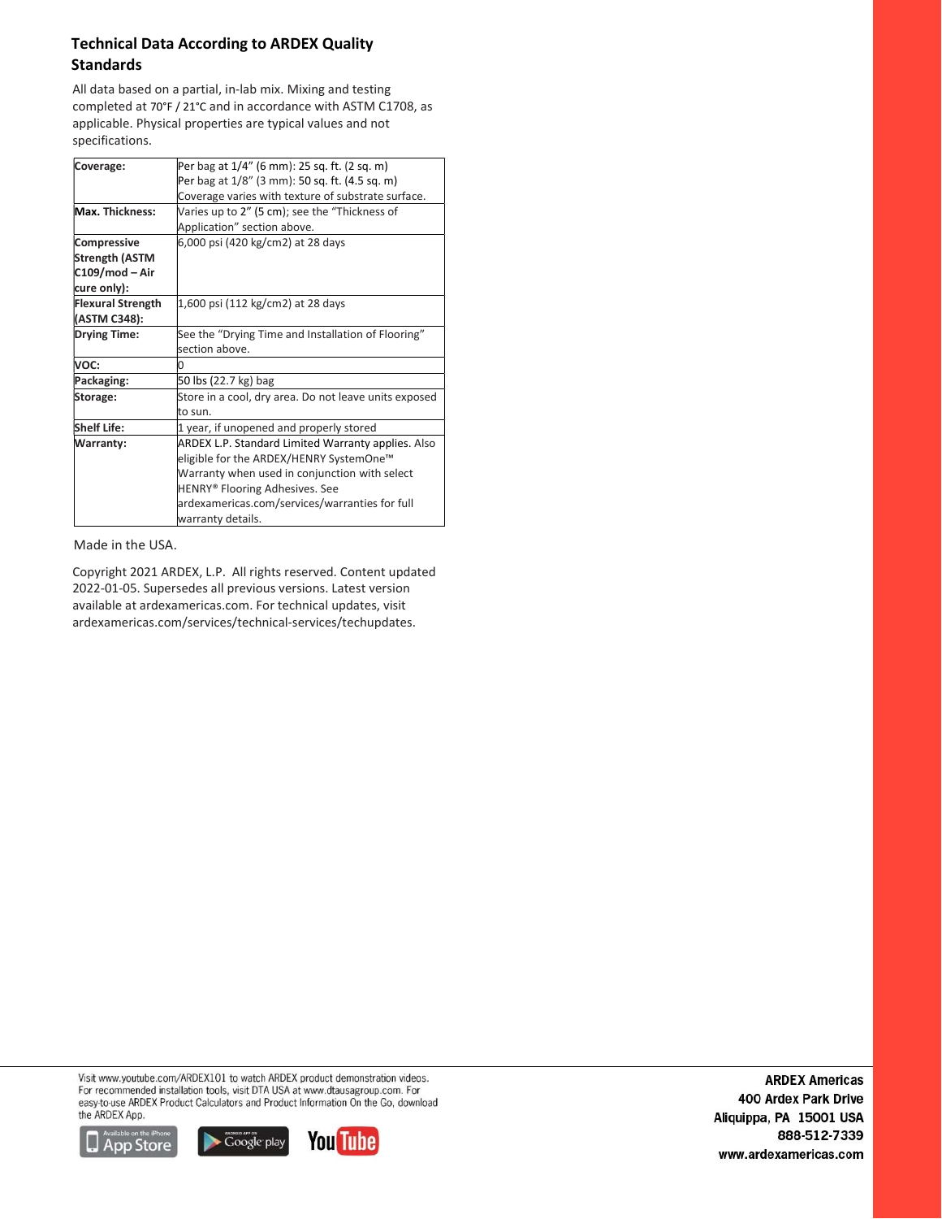## Technical Data According to ARDEX Quality Standards

All data based on a partial, in-lab mix. Mixing and testing completed at 70°F / 21°C and in accordance with ASTM C1708, as applicable. Physical properties are typical values and not specifications.

| | |
|---|---|
| **Coverage:** | Per bag at 1/4" (6 mm): 25 sq. ft. (2 sq. m)<br>Per bag at 1/8" (3 mm): 50 sq. ft. (4.5 sq. m)<br>Coverage varies with texture of substrate surface. |
| **Max. Thickness:** | Varies up to 2" (5 cm); see the "Thickness of Application" section above. |
| **Compressive Strength (ASTM C109/mod – Air cure only):** | 6,000 psi (420 kg/cm2) at 28 days |
| **Flexural Strength (ASTM C348):** | 1,600 psi (112 kg/cm2) at 28 days |
| **Drying Time:** | See the "Drying Time and Installation of Flooring" section above. |
| **VOC:** | 0 |
| **Packaging:** | 50 lbs (22.7 kg) bag |
| **Storage:** | Store in a cool, dry area. Do not leave units exposed to sun. |
| **Shelf Life:** | 1 year, if unopened and properly stored |
| **Warranty:** | ARDEX L.P. Standard Limited Warranty applies. Also eligible for the ARDEX/HENRY SystemOne™ Warranty when used in conjunction with select HENRY® Flooring Adhesives. See ardexamericas.com/services/warranties for full warranty details. |

Made in the USA.

Copyright 2021 ARDEX, L.P. All rights reserved. Content updated 2022-01-05. Supersedes all previous versions. Latest version available at ardexamericas.com. For technical updates, visit ardexamericas.com/services/technical-services/techupdates.

Visit www.youtube.com/ARDEX101 to watch ARDEX product demonstration videos. For recommended installation tools, visit DTA USA at www.dtausagroup.com. For easy-to-use ARDEX Product Calculators and Product Information On the Go, download the ARDEX App.

Available on the iPhone App Store | ANDROID APP ON Google play | YouTube

**ARDEX Americas**
**400 Ardex Park Drive**
**Aliquippa, PA 15001 USA**
**888-512-7339**
**www.ardexamericas.com**